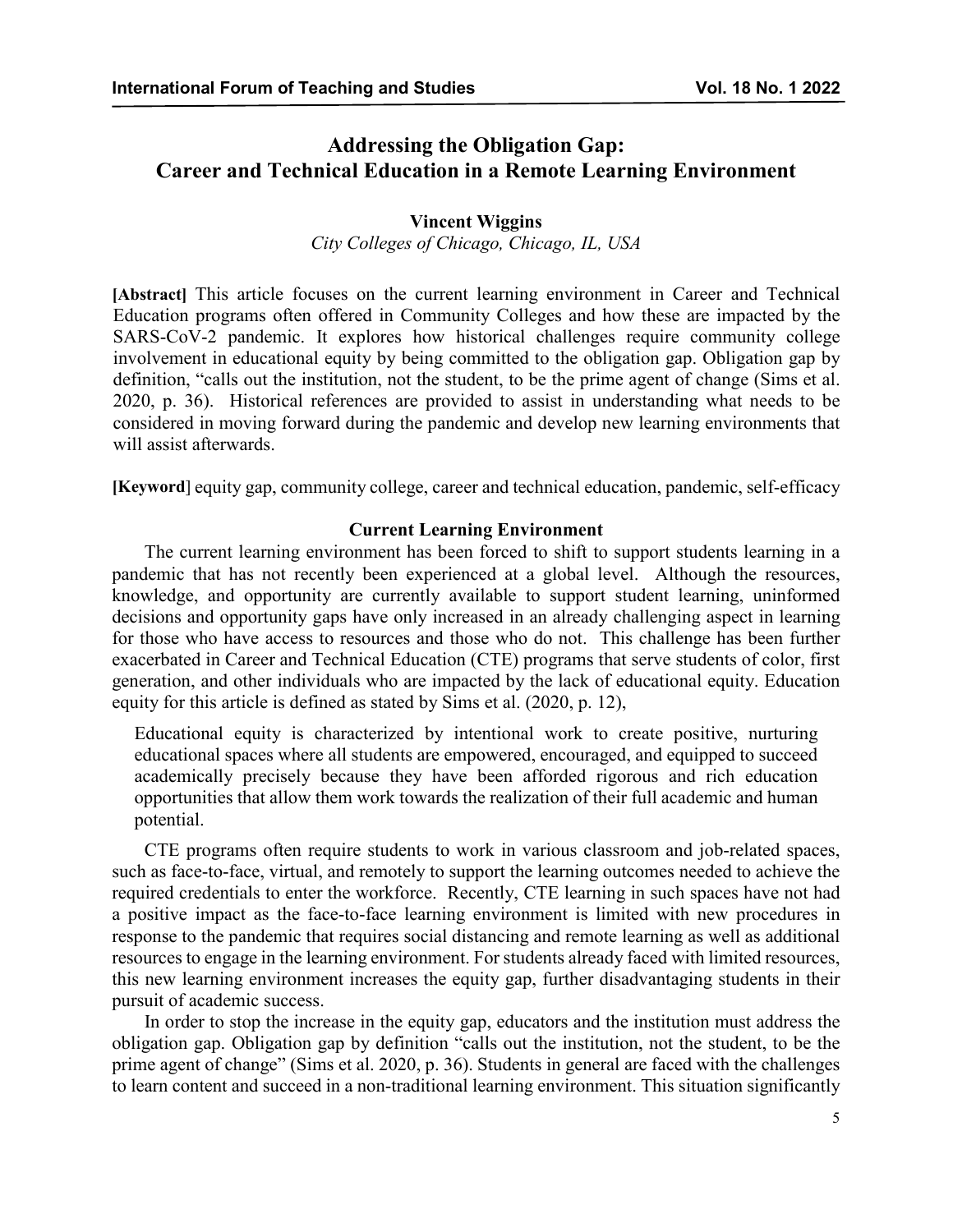# Addressing the Obligation Gap: Career and Technical Education in a Remote Learning Environment

**Vincent Wiggins**

*City Colleges of Chicago, Chicago, IL, USA*

**[Abstract]** This article focuses on the current learning environment in Career and Technical Education programs often offered in Community Colleges and how these are impacted by the SARS-CoV-2 pandemic. It explores how historical challenges require community college involvement in educational equity by being committed to the obligation gap. Obligation gap by definition, "calls out the institution, not the student, to be the prime agent of change (Sims et al. 2020, p. 36). Historical references are provided to assist in understanding what needs to be considered in moving forward during the pandemic and develop new learning environments that will assist afterwards.

**[Keyword]** equity gap, community college, career and technical education, pandemic, self-efficacy

## Current Learning Environment

The current learning environment has been forced to shift to support students learning in a pandemic that has not recently been experienced at a global level. Although the resources, knowledge, and opportunity are currently available to support student learning, uninformed decisions and opportunity gaps have only increased in an already challenging aspect in learning for those who have access to resources and those who do not. This challenge has been further exacerbated in Career and Technical Education (CTE) programs that serve students of color, first generation, and other individuals who are impacted by the lack of educational equity. Education equity for this article is defined as stated by Sims et al. (2020, p. 12),

> Educational equity is characterized by intentional work to create positive, nurturing educational spaces where all students are empowered, encouraged, and equipped to succeed academically precisely because they have been afforded rigorous and rich education opportunities that allow them work towards the realization of their full academic and human potential.

CTE programs often require students to work in various classroom and job-related spaces, such as face-to-face, virtual, and remotely to support the learning outcomes needed to achieve the required credentials to enter the workforce. Recently, CTE learning in such spaces have not had a positive impact as the face-to-face learning environment is limited with new procedures in response to the pandemic that requires social distancing and remote learning as well as additional resources to engage in the learning environment. For students already faced with limited resources, this new learning environment increases the equity gap, further disadvantaging students in their pursuit of academic success.

In order to stop the increase in the equity gap, educators and the institution must address the obligation gap. Obligation gap by definition "calls out the institution, not the student, to be the prime agent of change" (Sims et al. 2020, p. 36). Students in general are faced with the challenges to learn content and succeed in a non-traditional learning environment. This situation significantly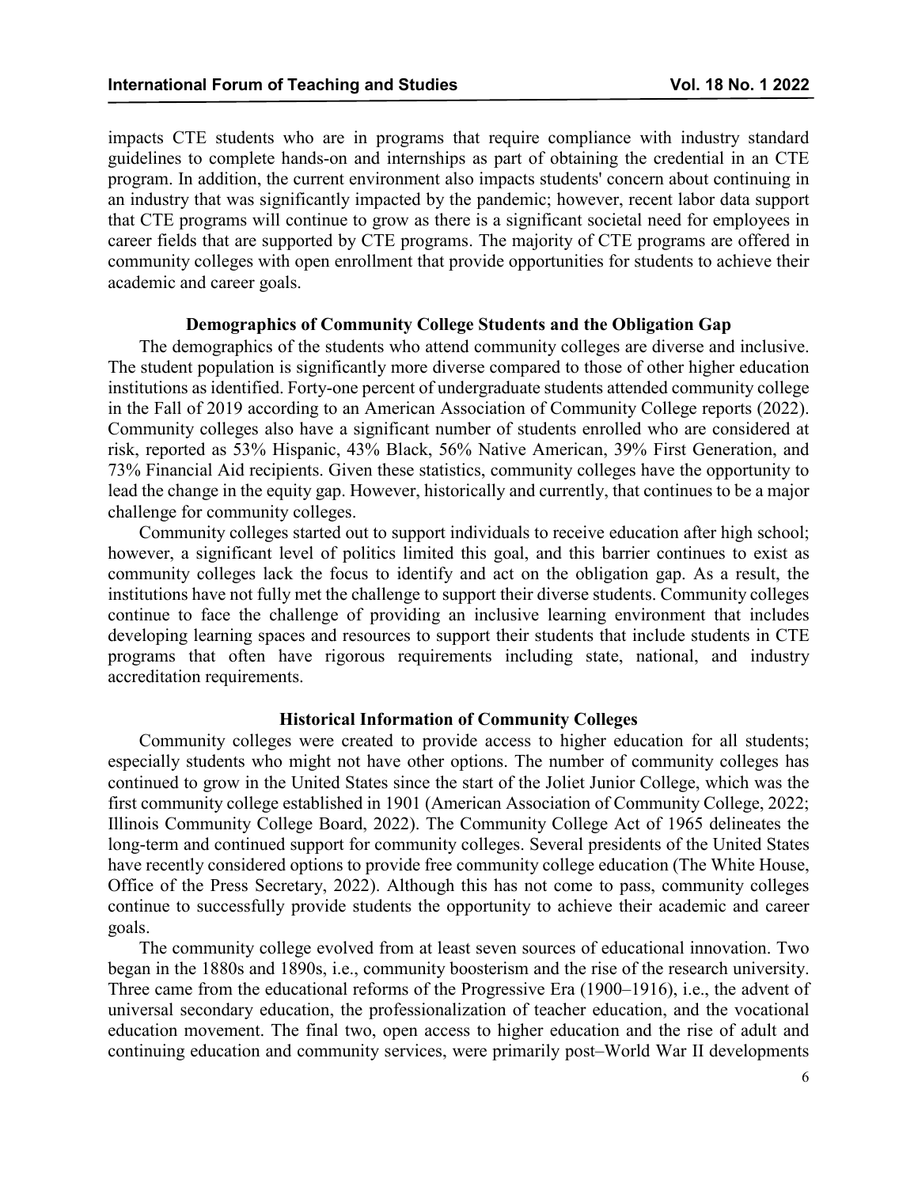impacts CTE students who are in programs that require compliance with industry standard guidelines to complete hands-on and internships as part of obtaining the credential in an CTE program. In addition, the current environment also impacts students' concern about continuing in an industry that was significantly impacted by the pandemic; however, recent labor data support that CTE programs will continue to grow as there is a significant societal need for employees in career fields that are supported by CTE programs. The majority of CTE programs are offered in community colleges with open enrollment that provide opportunities for students to achieve their academic and career goals.

## Demographics of Community College Students and the Obligation Gap

The demographics of the students who attend community colleges are diverse and inclusive. The student population is significantly more diverse compared to those of other higher education institutions as identified. Forty-one percent of undergraduate students attended community college in the Fall of 2019 according to an American Association of Community College reports (2022). Community colleges also have a significant number of students enrolled who are considered at risk, reported as 53% Hispanic, 43% Black, 56% Native American, 39% First Generation, and 73% Financial Aid recipients. Given these statistics, community colleges have the opportunity to lead the change in the equity gap. However, historically and currently, that continues to be a major challenge for community colleges.

Community colleges started out to support individuals to receive education after high school; however, a significant level of politics limited this goal, and this barrier continues to exist as community colleges lack the focus to identify and act on the obligation gap. As a result, the institutions have not fully met the challenge to support their diverse students. Community colleges continue to face the challenge of providing an inclusive learning environment that includes developing learning spaces and resources to support their students that include students in CTE programs that often have rigorous requirements including state, national, and industry accreditation requirements.

## Historical Information of Community Colleges

Community colleges were created to provide access to higher education for all students; especially students who might not have other options. The number of community colleges has continued to grow in the United States since the start of the Joliet Junior College, which was the first community college established in 1901 (American Association of Community College, 2022; Illinois Community College Board, 2022). The Community College Act of 1965 delineates the long-term and continued support for community colleges. Several presidents of the United States have recently considered options to provide free community college education (The White House, Office of the Press Secretary, 2022). Although this has not come to pass, community colleges continue to successfully provide students the opportunity to achieve their academic and career goals.

The community college evolved from at least seven sources of educational innovation. Two began in the 1880s and 1890s, i.e., community boosterism and the rise of the research university. Three came from the educational reforms of the Progressive Era (1900–1916), i.e., the advent of universal secondary education, the professionalization of teacher education, and the vocational education movement. The final two, open access to higher education and the rise of adult and continuing education and community services, were primarily post–World War II developments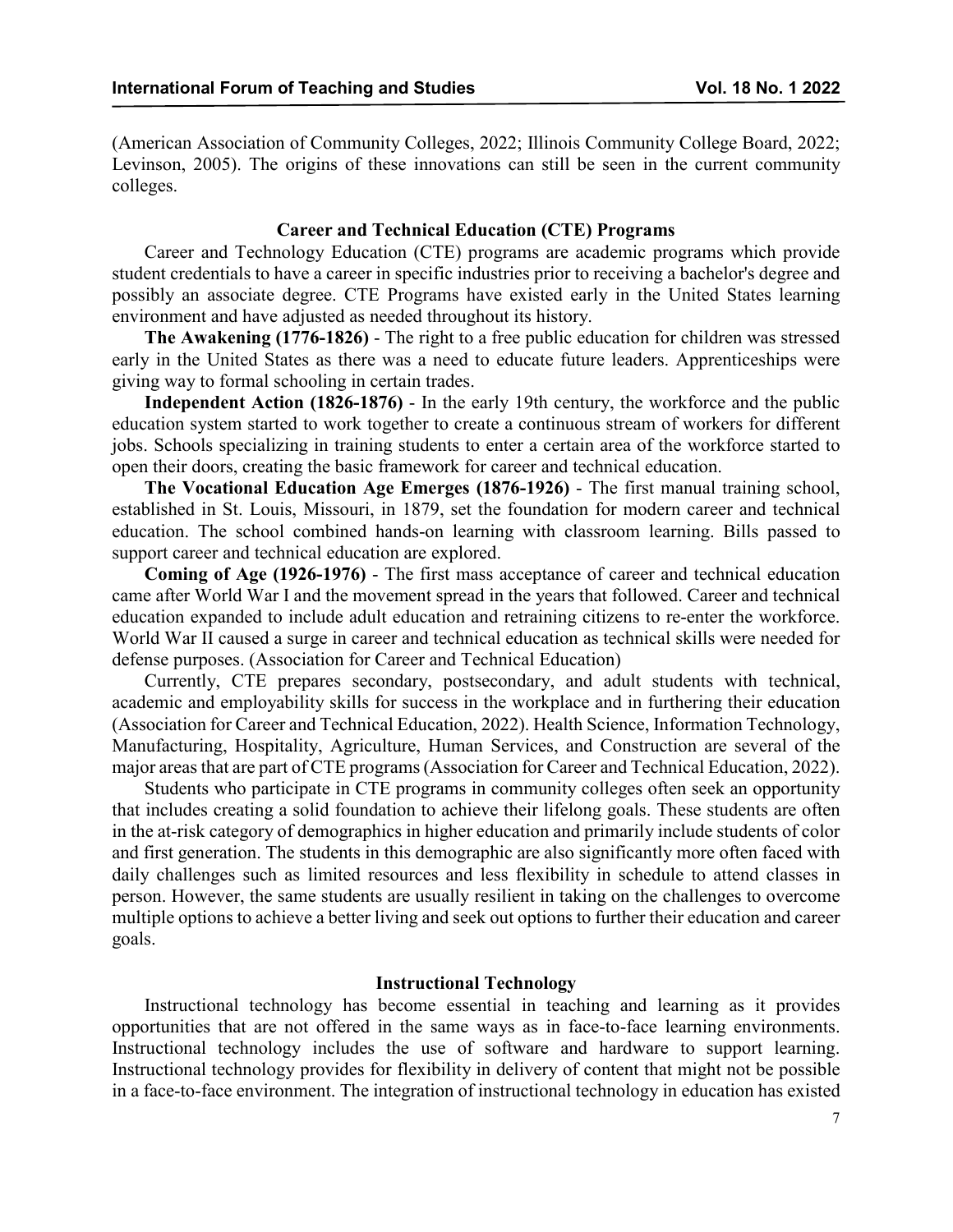(American Association of Community Colleges, 2022; Illinois Community College Board, 2022; Levinson, 2005). The origins of these innovations can still be seen in the current community colleges.

## Career and Technical Education (CTE) Programs

Career and Technology Education (CTE) programs are academic programs which provide student credentials to have a career in specific industries prior to receiving a bachelor's degree and possibly an associate degree. CTE Programs have existed early in the United States learning environment and have adjusted as needed throughout its history.

**The Awakening (1776-1826)** - The right to a free public education for children was stressed early in the United States as there was a need to educate future leaders. Apprenticeships were giving way to formal schooling in certain trades.

**Independent Action (1826-1876)** - In the early 19th century, the workforce and the public education system started to work together to create a continuous stream of workers for different jobs. Schools specializing in training students to enter a certain area of the workforce started to open their doors, creating the basic framework for career and technical education.

**The Vocational Education Age Emerges (1876-1926)** - The first manual training school, established in St. Louis, Missouri, in 1879, set the foundation for modern career and technical education. The school combined hands-on learning with classroom learning. Bills passed to support career and technical education are explored.

**Coming of Age (1926-1976)** - The first mass acceptance of career and technical education came after World War I and the movement spread in the years that followed. Career and technical education expanded to include adult education and retraining citizens to re-enter the workforce. World War II caused a surge in career and technical education as technical skills were needed for defense purposes. (Association for Career and Technical Education)

Currently, CTE prepares secondary, postsecondary, and adult students with technical, academic and employability skills for success in the workplace and in furthering their education (Association for Career and Technical Education, 2022). Health Science, Information Technology, Manufacturing, Hospitality, Agriculture, Human Services, and Construction are several of the major areas that are part of CTE programs (Association for Career and Technical Education, 2022).

Students who participate in CTE programs in community colleges often seek an opportunity that includes creating a solid foundation to achieve their lifelong goals. These students are often in the at-risk category of demographics in higher education and primarily include students of color and first generation. The students in this demographic are also significantly more often faced with daily challenges such as limited resources and less flexibility in schedule to attend classes in person. However, the same students are usually resilient in taking on the challenges to overcome multiple options to achieve a better living and seek out options to further their education and career goals.

## Instructional Technology

Instructional technology has become essential in teaching and learning as it provides opportunities that are not offered in the same ways as in face-to-face learning environments. Instructional technology includes the use of software and hardware to support learning. Instructional technology provides for flexibility in delivery of content that might not be possible in a face-to-face environment. The integration of instructional technology in education has existed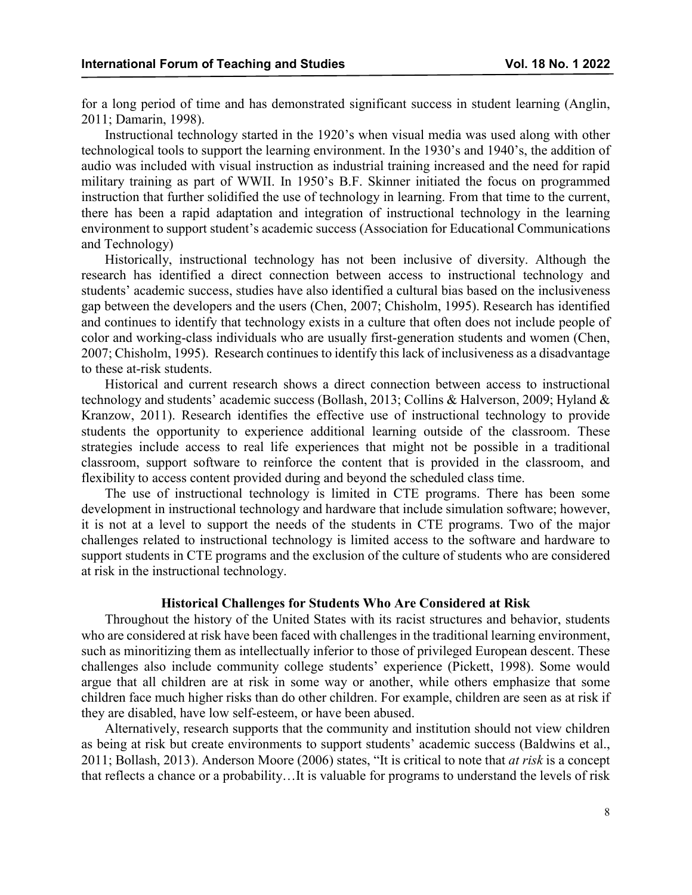for a long period of time and has demonstrated significant success in student learning (Anglin, 2011; Damarin, 1998).

Instructional technology started in the 1920's when visual media was used along with other technological tools to support the learning environment. In the 1930's and 1940's, the addition of audio was included with visual instruction as industrial training increased and the need for rapid military training as part of WWII. In 1950's B.F. Skinner initiated the focus on programmed instruction that further solidified the use of technology in learning. From that time to the current, there has been a rapid adaptation and integration of instructional technology in the learning environment to support student's academic success (Association for Educational Communications and Technology)

Historically, instructional technology has not been inclusive of diversity. Although the research has identified a direct connection between access to instructional technology and students' academic success, studies have also identified a cultural bias based on the inclusiveness gap between the developers and the users (Chen, 2007; Chisholm, 1995). Research has identified and continues to identify that technology exists in a culture that often does not include people of color and working-class individuals who are usually first-generation students and women (Chen, 2007; Chisholm, 1995). Research continues to identify this lack of inclusiveness as a disadvantage to these at-risk students.

Historical and current research shows a direct connection between access to instructional technology and students' academic success (Bollash, 2013; Collins & Halverson, 2009; Hyland & Kranzow, 2011). Research identifies the effective use of instructional technology to provide students the opportunity to experience additional learning outside of the classroom. These strategies include access to real life experiences that might not be possible in a traditional classroom, support software to reinforce the content that is provided in the classroom, and flexibility to access content provided during and beyond the scheduled class time.

The use of instructional technology is limited in CTE programs. There has been some development in instructional technology and hardware that include simulation software; however, it is not at a level to support the needs of the students in CTE programs. Two of the major challenges related to instructional technology is limited access to the software and hardware to support students in CTE programs and the exclusion of the culture of students who are considered at risk in the instructional technology.

## Historical Challenges for Students Who Are Considered at Risk

Throughout the history of the United States with its racist structures and behavior, students who are considered at risk have been faced with challenges in the traditional learning environment, such as minoritizing them as intellectually inferior to those of privileged European descent. These challenges also include community college students' experience (Pickett, 1998). Some would argue that all children are at risk in some way or another, while others emphasize that some children face much higher risks than do other children. For example, children are seen as at risk if they are disabled, have low self-esteem, or have been abused.

Alternatively, research supports that the community and institution should not view children as being at risk but create environments to support students' academic success (Baldwins et al., 2011; Bollash, 2013). Anderson Moore (2006) states, "It is critical to note that *at risk* is a concept that reflects a chance or a probability…It is valuable for programs to understand the levels of risk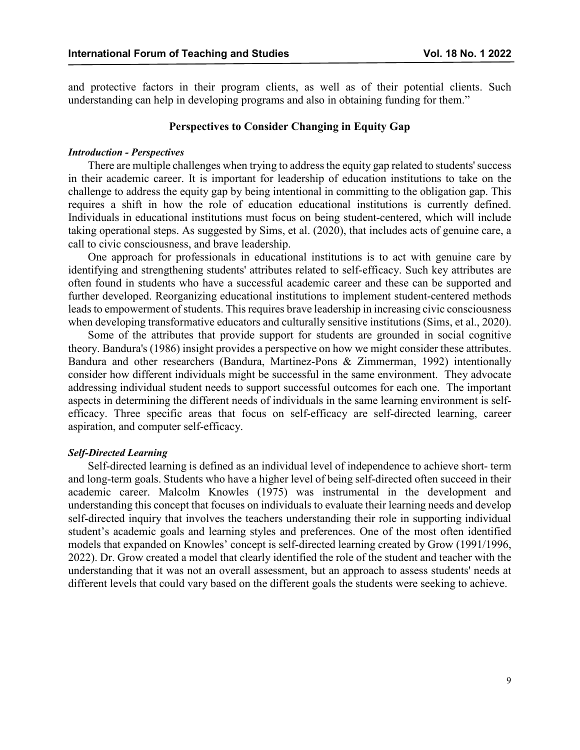and protective factors in their program clients, as well as of their potential clients. Such understanding can help in developing programs and also in obtaining funding for them."

## Perspectives to Consider Changing in Equity Gap

### *Introduction - Perspectives*

There are multiple challenges when trying to address the equity gap related to students' success in their academic career. It is important for leadership of education institutions to take on the challenge to address the equity gap by being intentional in committing to the obligation gap. This requires a shift in how the role of education educational institutions is currently defined. Individuals in educational institutions must focus on being student-centered, which will include taking operational steps. As suggested by Sims, et al. (2020), that includes acts of genuine care, a call to civic consciousness, and brave leadership.

One approach for professionals in educational institutions is to act with genuine care by identifying and strengthening students' attributes related to self-efficacy. Such key attributes are often found in students who have a successful academic career and these can be supported and further developed. Reorganizing educational institutions to implement student-centered methods leads to empowerment of students. This requires brave leadership in increasing civic consciousness when developing transformative educators and culturally sensitive institutions (Sims, et al., 2020).

Some of the attributes that provide support for students are grounded in social cognitive theory. Bandura's (1986) insight provides a perspective on how we might consider these attributes. Bandura and other researchers (Bandura, Martinez-Pons & Zimmerman, 1992) intentionally consider how different individuals might be successful in the same environment. They advocate addressing individual student needs to support successful outcomes for each one. The important aspects in determining the different needs of individuals in the same learning environment is self-efficacy. Three specific areas that focus on self-efficacy are self-directed learning, career aspiration, and computer self-efficacy.

### *Self-Directed Learning*

Self-directed learning is defined as an individual level of independence to achieve short- term and long-term goals. Students who have a higher level of being self-directed often succeed in their academic career. Malcolm Knowles (1975) was instrumental in the development and understanding this concept that focuses on individuals to evaluate their learning needs and develop self-directed inquiry that involves the teachers understanding their role in supporting individual student's academic goals and learning styles and preferences. One of the most often identified models that expanded on Knowles' concept is self-directed learning created by Grow (1991/1996, 2022). Dr. Grow created a model that clearly identified the role of the student and teacher with the understanding that it was not an overall assessment, but an approach to assess students' needs at different levels that could vary based on the different goals the students were seeking to achieve.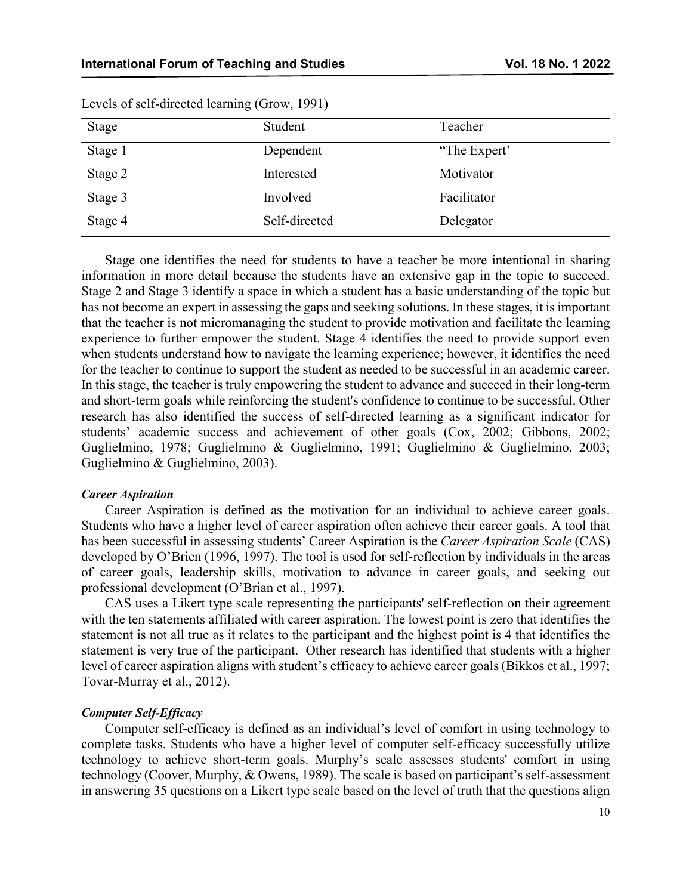Levels of self-directed learning (Grow, 1991)

| Stage | Student | Teacher |
| --- | --- | --- |
| Stage 1 | Dependent | “The Expert’ |
| Stage 2 | Interested | Motivator |
| Stage 3 | Involved | Facilitator |
| Stage 4 | Self-directed | Delegator |

Stage one identifies the need for students to have a teacher be more intentional in sharing information in more detail because the students have an extensive gap in the topic to succeed. Stage 2 and Stage 3 identify a space in which a student has a basic understanding of the topic but has not become an expert in assessing the gaps and seeking solutions. In these stages, it is important that the teacher is not micromanaging the student to provide motivation and facilitate the learning experience to further empower the student. Stage 4 identifies the need to provide support even when students understand how to navigate the learning experience; however, it identifies the need for the teacher to continue to support the student as needed to be successful in an academic career. In this stage, the teacher is truly empowering the student to advance and succeed in their long-term and short-term goals while reinforcing the student's confidence to continue to be successful. Other research has also identified the success of self-directed learning as a significant indicator for students’ academic success and achievement of other goals (Cox, 2002; Gibbons, 2002; Guglielmino, 1978; Guglielmino & Guglielmino, 1991; Guglielmino & Guglielmino, 2003; Guglielmino & Guglielmino, 2003).

#### *Career Aspiration*

Career Aspiration is defined as the motivation for an individual to achieve career goals. Students who have a higher level of career aspiration often achieve their career goals. A tool that has been successful in assessing students’ Career Aspiration is the *Career Aspiration Scale* (CAS) developed by O’Brien (1996, 1997). The tool is used for self-reflection by individuals in the areas of career goals, leadership skills, motivation to advance in career goals, and seeking out professional development (O’Brian et al., 1997).

CAS uses a Likert type scale representing the participants' self-reflection on their agreement with the ten statements affiliated with career aspiration. The lowest point is zero that identifies the statement is not all true as it relates to the participant and the highest point is 4 that identifies the statement is very true of the participant. Other research has identified that students with a higher level of career aspiration aligns with student’s efficacy to achieve career goals (Bikkos et al., 1997; Tovar-Murray et al., 2012).

#### *Computer Self-Efficacy*

Computer self-efficacy is defined as an individual’s level of comfort in using technology to complete tasks. Students who have a higher level of computer self-efficacy successfully utilize technology to achieve short-term goals. Murphy’s scale assesses students' comfort in using technology (Coover, Murphy, & Owens, 1989). The scale is based on participant’s self-assessment in answering 35 questions on a Likert type scale based on the level of truth that the questions align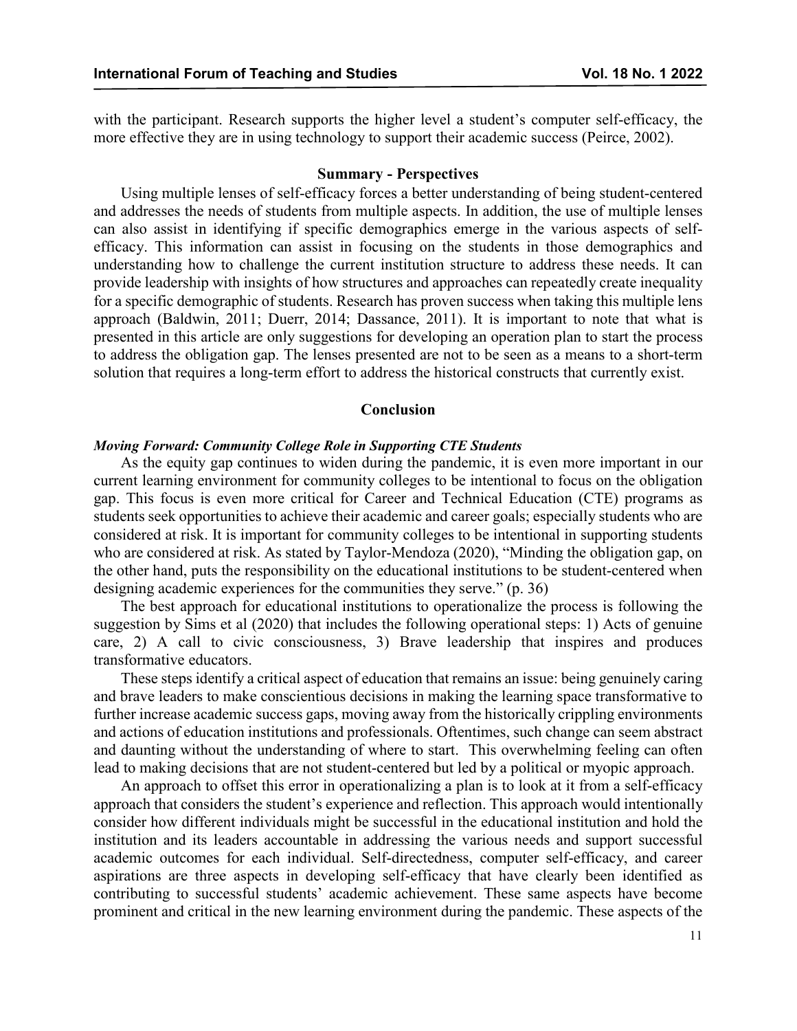with the participant. Research supports the higher level a student's computer self-efficacy, the more effective they are in using technology to support their academic success (Peirce, 2002).

## Summary - Perspectives

Using multiple lenses of self-efficacy forces a better understanding of being student-centered and addresses the needs of students from multiple aspects. In addition, the use of multiple lenses can also assist in identifying if specific demographics emerge in the various aspects of self-efficacy. This information can assist in focusing on the students in those demographics and understanding how to challenge the current institution structure to address these needs. It can provide leadership with insights of how structures and approaches can repeatedly create inequality for a specific demographic of students. Research has proven success when taking this multiple lens approach (Baldwin, 2011; Duerr, 2014; Dassance, 2011). It is important to note that what is presented in this article are only suggestions for developing an operation plan to start the process to address the obligation gap. The lenses presented are not to be seen as a means to a short-term solution that requires a long-term effort to address the historical constructs that currently exist.

## Conclusion

### *Moving Forward: Community College Role in Supporting CTE Students*

As the equity gap continues to widen during the pandemic, it is even more important in our current learning environment for community colleges to be intentional to focus on the obligation gap. This focus is even more critical for Career and Technical Education (CTE) programs as students seek opportunities to achieve their academic and career goals; especially students who are considered at risk. It is important for community colleges to be intentional in supporting students who are considered at risk. As stated by Taylor-Mendoza (2020), "Minding the obligation gap, on the other hand, puts the responsibility on the educational institutions to be student-centered when designing academic experiences for the communities they serve." (p. 36)

The best approach for educational institutions to operationalize the process is following the suggestion by Sims et al (2020) that includes the following operational steps: 1) Acts of genuine care, 2) A call to civic consciousness, 3) Brave leadership that inspires and produces transformative educators.

These steps identify a critical aspect of education that remains an issue: being genuinely caring and brave leaders to make conscientious decisions in making the learning space transformative to further increase academic success gaps, moving away from the historically crippling environments and actions of education institutions and professionals. Oftentimes, such change can seem abstract and daunting without the understanding of where to start. This overwhelming feeling can often lead to making decisions that are not student-centered but led by a political or myopic approach.

An approach to offset this error in operationalizing a plan is to look at it from a self-efficacy approach that considers the student's experience and reflection. This approach would intentionally consider how different individuals might be successful in the educational institution and hold the institution and its leaders accountable in addressing the various needs and support successful academic outcomes for each individual. Self-directedness, computer self-efficacy, and career aspirations are three aspects in developing self-efficacy that have clearly been identified as contributing to successful students' academic achievement. These same aspects have become prominent and critical in the new learning environment during the pandemic. These aspects of the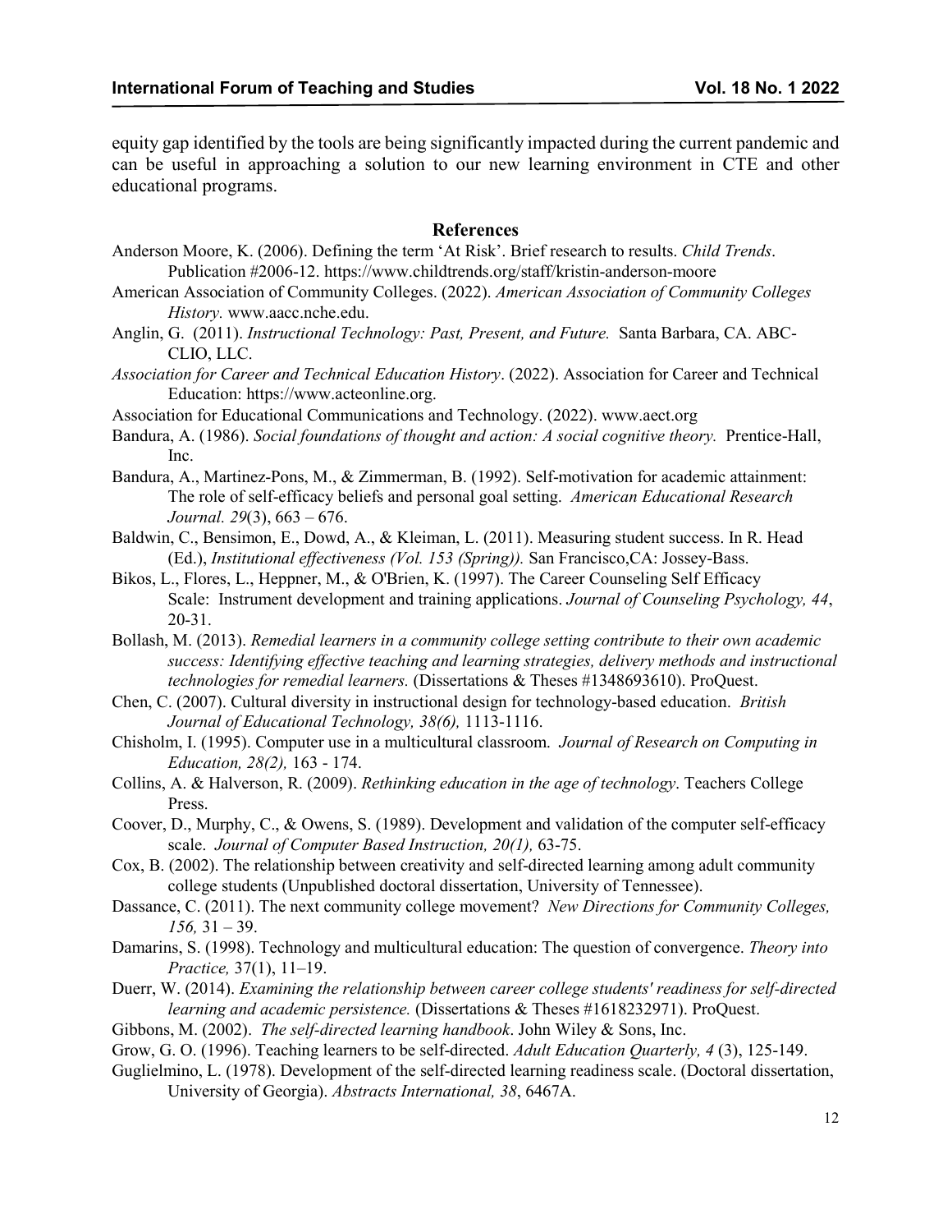equity gap identified by the tools are being significantly impacted during the current pandemic and can be useful in approaching a solution to our new learning environment in CTE and other educational programs.

## References

Anderson Moore, K. (2006). Defining the term 'At Risk'. Brief research to results. *Child Trends*. Publication #2006-12. https://www.childtrends.org/staff/kristin-anderson-moore

American Association of Community Colleges. (2022). *American Association of Community Colleges History.* www.aacc.nche.edu.

Anglin, G. (2011). *Instructional Technology: Past, Present, and Future.* Santa Barbara, CA. ABC-CLIO, LLC.

*Association for Career and Technical Education History*. (2022). Association for Career and Technical Education: https://www.acteonline.org.

Association for Educational Communications and Technology. (2022). www.aect.org

Bandura, A. (1986). *Social foundations of thought and action: A social cognitive theory.* Prentice-Hall, Inc.

Bandura, A., Martinez-Pons, M., & Zimmerman, B. (1992). Self-motivation for academic attainment: The role of self-efficacy beliefs and personal goal setting. *American Educational Research Journal. 29*(3), 663 – 676.

Baldwin, C., Bensimon, E., Dowd, A., & Kleiman, L. (2011). Measuring student success. In R. Head (Ed.), *Institutional effectiveness (Vol. 153 (Spring)).* San Francisco,CA: Jossey-Bass.

Bikos, L., Flores, L., Heppner, M., & O'Brien, K. (1997). The Career Counseling Self Efficacy Scale: Instrument development and training applications. *Journal of Counseling Psychology, 44*, 20-31.

Bollash, M. (2013). *Remedial learners in a community college setting contribute to their own academic success: Identifying effective teaching and learning strategies, delivery methods and instructional technologies for remedial learners.* (Dissertations & Theses #1348693610). ProQuest.

Chen, C. (2007). Cultural diversity in instructional design for technology-based education. *British Journal of Educational Technology, 38(6),* 1113-1116.

Chisholm, I. (1995). Computer use in a multicultural classroom. *Journal of Research on Computing in Education, 28(2),* 163 - 174.

Collins, A. & Halverson, R. (2009). *Rethinking education in the age of technology*. Teachers College Press.

Coover, D., Murphy, C., & Owens, S. (1989). Development and validation of the computer self-efficacy scale. *Journal of Computer Based Instruction, 20(1),* 63-75.

Cox, B. (2002). The relationship between creativity and self-directed learning among adult community college students (Unpublished doctoral dissertation, University of Tennessee).

Dassance, C. (2011). The next community college movement? *New Directions for Community Colleges, 156,* 31 – 39.

Damarins, S. (1998). Technology and multicultural education: The question of convergence. *Theory into Practice,* 37(1), 11–19.

Duerr, W. (2014). *Examining the relationship between career college students' readiness for self-directed learning and academic persistence.* (Dissertations & Theses #1618232971). ProQuest.

Gibbons, M. (2002). *The self-directed learning handbook*. John Wiley & Sons, Inc.

Grow, G. O. (1996). Teaching learners to be self-directed. *Adult Education Quarterly, 4* (3), 125-149.

Guglielmino, L. (1978). Development of the self-directed learning readiness scale. (Doctoral dissertation, University of Georgia). *Abstracts International, 38*, 6467A.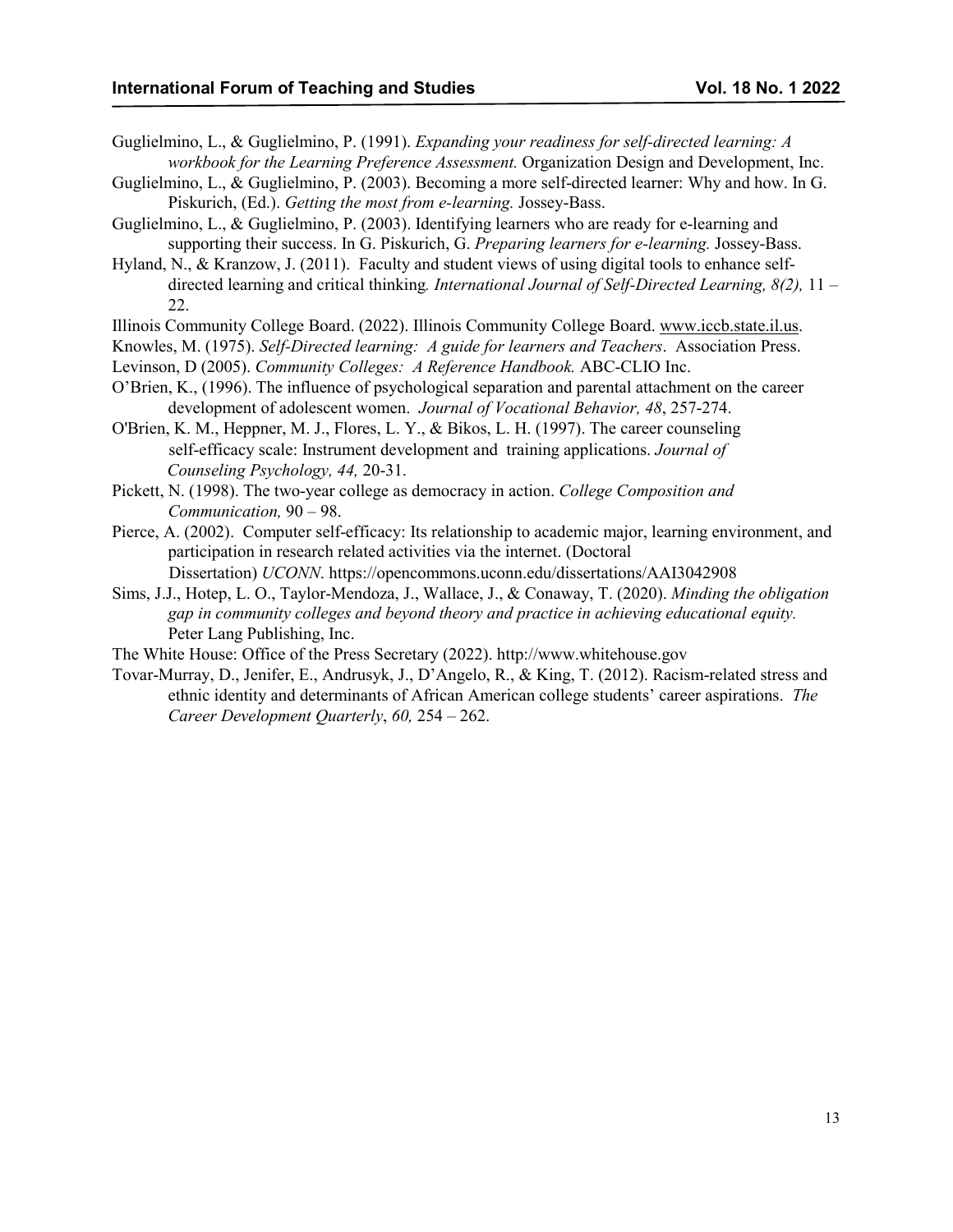Guglielmino, L., & Guglielmino, P. (1991). *Expanding your readiness for self-directed learning: A workbook for the Learning Preference Assessment.* Organization Design and Development, Inc.

Guglielmino, L., & Guglielmino, P. (2003). Becoming a more self-directed learner: Why and how. In G. Piskurich, (Ed.). *Getting the most from e-learning.* Jossey-Bass.

Guglielmino, L., & Guglielmino, P. (2003). Identifying learners who are ready for e-learning and supporting their success. In G. Piskurich, G. *Preparing learners for e-learning.* Jossey-Bass.

Hyland, N., & Kranzow, J. (2011). Faculty and student views of using digital tools to enhance self-directed learning and critical thinking*. International Journal of Self-Directed Learning, 8(2),* 11 – 22.

Illinois Community College Board. (2022). Illinois Community College Board. www.iccb.state.il.us.

Knowles, M. (1975). *Self-Directed learning: A guide for learners and Teachers*. Association Press.

Levinson, D (2005). *Community Colleges: A Reference Handbook.* ABC-CLIO Inc.

O'Brien, K., (1996). The influence of psychological separation and parental attachment on the career development of adolescent women. *Journal of Vocational Behavior, 48*, 257-274.

O'Brien, K. M., Heppner, M. J., Flores, L. Y., & Bikos, L. H. (1997). The career counseling self-efficacy scale: Instrument development and training applications. *Journal of Counseling Psychology, 44,* 20-31.

Pickett, N. (1998). The two-year college as democracy in action. *College Composition and Communication,* 90 – 98.

Pierce, A. (2002). Computer self-efficacy: Its relationship to academic major, learning environment, and participation in research related activities via the internet. (Doctoral Dissertation) *UCONN*. https://opencommons.uconn.edu/dissertations/AAI3042908

Sims, J.J., Hotep, L. O., Taylor-Mendoza, J., Wallace, J., & Conaway, T. (2020). *Minding the obligation gap in community colleges and beyond theory and practice in achieving educational equity.* Peter Lang Publishing, Inc.

The White House: Office of the Press Secretary (2022). http://www.whitehouse.gov

Tovar-Murray, D., Jenifer, E., Andrusyk, J., D'Angelo, R., & King, T. (2012). Racism-related stress and ethnic identity and determinants of African American college students' career aspirations. *The Career Development Quarterly*, *60,* 254 – 262.